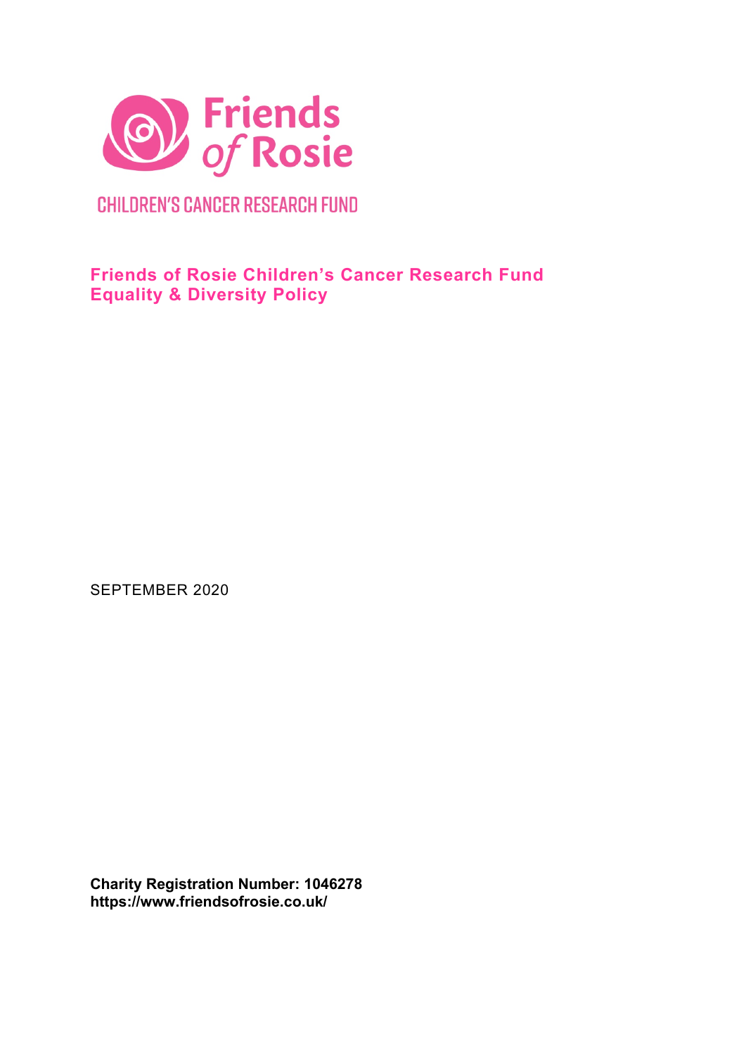Friends of Rosie

CHILDREN'S CANCER RESEARCH FUND

# Friends of Rosie Children's Cancer Research Fund Equality & Diversity Policy

SEPTEMBER 2020

**Charity Registration Number: 1046278**
**https://www.friendsofrosie.co.uk/**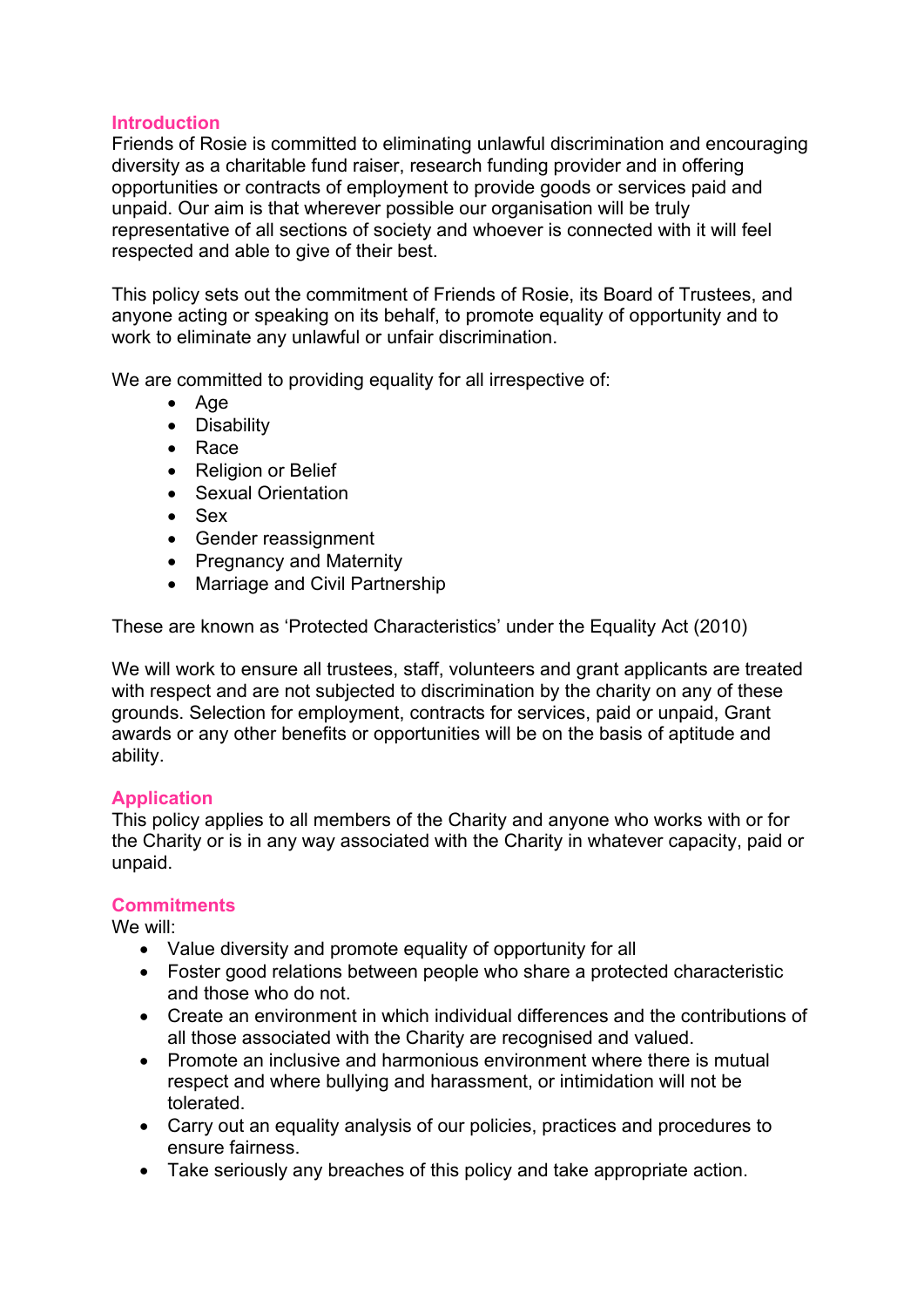## Introduction

Friends of Rosie is committed to eliminating unlawful discrimination and encouraging diversity as a charitable fund raiser, research funding provider and in offering opportunities or contracts of employment to provide goods or services paid and unpaid. Our aim is that wherever possible our organisation will be truly representative of all sections of society and whoever is connected with it will feel respected and able to give of their best.

This policy sets out the commitment of Friends of Rosie, its Board of Trustees, and anyone acting or speaking on its behalf, to promote equality of opportunity and to work to eliminate any unlawful or unfair discrimination.

We are committed to providing equality for all irrespective of:

- Age
- Disability
- Race
- Religion or Belief
- Sexual Orientation
- Sex
- Gender reassignment
- Pregnancy and Maternity
- Marriage and Civil Partnership

These are known as 'Protected Characteristics' under the Equality Act (2010)

We will work to ensure all trustees, staff, volunteers and grant applicants are treated with respect and are not subjected to discrimination by the charity on any of these grounds. Selection for employment, contracts for services, paid or unpaid, Grant awards or any other benefits or opportunities will be on the basis of aptitude and ability.

## Application

This policy applies to all members of the Charity and anyone who works with or for the Charity or is in any way associated with the Charity in whatever capacity, paid or unpaid.

## Commitments

We will:

- Value diversity and promote equality of opportunity for all
- Foster good relations between people who share a protected characteristic and those who do not.
- Create an environment in which individual differences and the contributions of all those associated with the Charity are recognised and valued.
- Promote an inclusive and harmonious environment where there is mutual respect and where bullying and harassment, or intimidation will not be tolerated.
- Carry out an equality analysis of our policies, practices and procedures to ensure fairness.
- Take seriously any breaches of this policy and take appropriate action.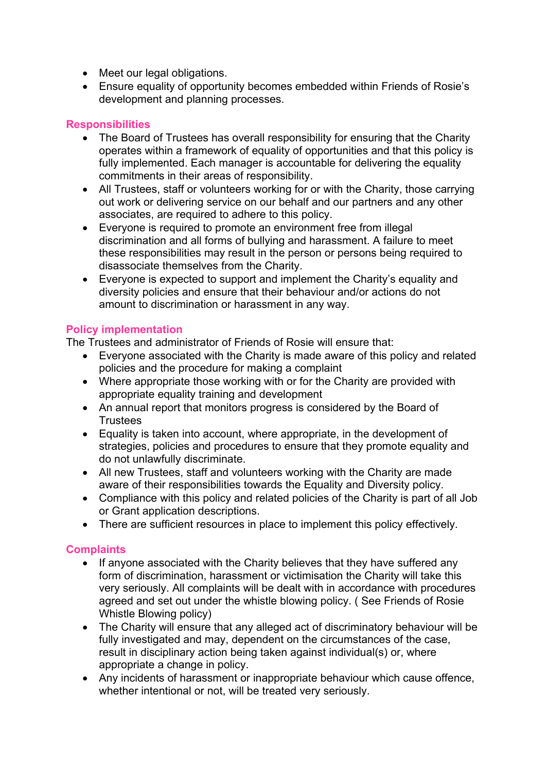- Meet our legal obligations.
- Ensure equality of opportunity becomes embedded within Friends of Rosie's development and planning processes.

## Responsibilities

- The Board of Trustees has overall responsibility for ensuring that the Charity operates within a framework of equality of opportunities and that this policy is fully implemented. Each manager is accountable for delivering the equality commitments in their areas of responsibility.
- All Trustees, staff or volunteers working for or with the Charity, those carrying out work or delivering service on our behalf and our partners and any other associates, are required to adhere to this policy.
- Everyone is required to promote an environment free from illegal discrimination and all forms of bullying and harassment. A failure to meet these responsibilities may result in the person or persons being required to disassociate themselves from the Charity.
- Everyone is expected to support and implement the Charity's equality and diversity policies and ensure that their behaviour and/or actions do not amount to discrimination or harassment in any way.

## Policy implementation

The Trustees and administrator of Friends of Rosie will ensure that:

- Everyone associated with the Charity is made aware of this policy and related policies and the procedure for making a complaint
- Where appropriate those working with or for the Charity are provided with appropriate equality training and development
- An annual report that monitors progress is considered by the Board of Trustees
- Equality is taken into account, where appropriate, in the development of strategies, policies and procedures to ensure that they promote equality and do not unlawfully discriminate.
- All new Trustees, staff and volunteers working with the Charity are made aware of their responsibilities towards the Equality and Diversity policy.
- Compliance with this policy and related policies of the Charity is part of all Job or Grant application descriptions.
- There are sufficient resources in place to implement this policy effectively.

## Complaints

- If anyone associated with the Charity believes that they have suffered any form of discrimination, harassment or victimisation the Charity will take this very seriously. All complaints will be dealt with in accordance with procedures agreed and set out under the whistle blowing policy. ( See Friends of Rosie Whistle Blowing policy)
- The Charity will ensure that any alleged act of discriminatory behaviour will be fully investigated and may, dependent on the circumstances of the case, result in disciplinary action being taken against individual(s) or, where appropriate a change in policy.
- Any incidents of harassment or inappropriate behaviour which cause offence, whether intentional or not, will be treated very seriously.